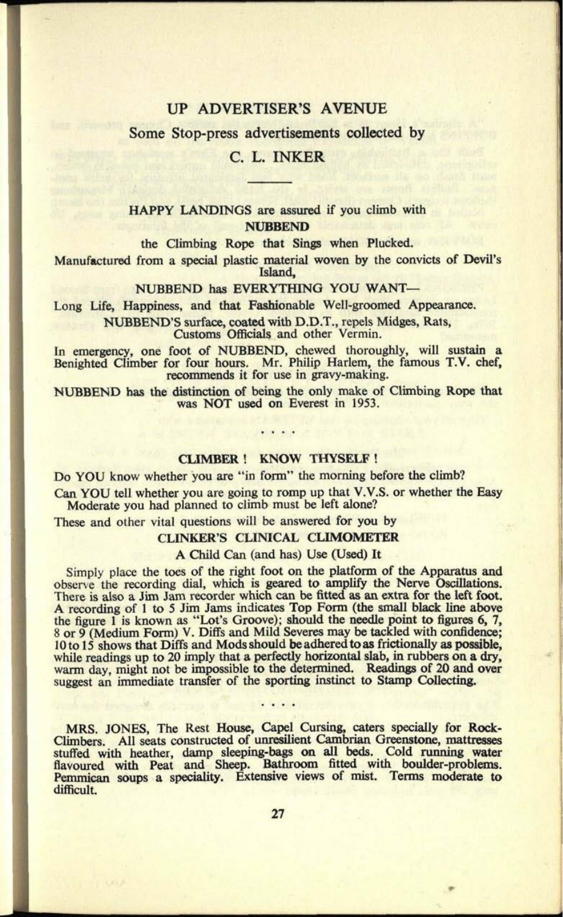# UP ADVERTISER'S AVENUE

## Some Stop-press advertisements collected by

## C. L. INKER

---

**HAPPY LANDINGS** are assured if you climb with

**NUBBEND**

the Climbing Rope that Sings when Plucked.

Manufactured from a special plastic material woven by the convicts of Devil's Island,

**NUBBEND has EVERYTHING YOU WANT—**

Long Life, Happiness, and that Fashionable Well-groomed Appearance.

**NUBBEND'S** surface, coated with D.D.T., repels Midges, Rats, Customs Officials and other Vermin.

In emergency, one foot of NUBBEND, chewed thoroughly, will sustain a Benighted Climber for four hours. Mr. Philip Harlem, the famous T.V. chef, recommends it for use in gravy-making.

NUBBEND has the distinction of being the only make of Climbing Rope that was NOT used on Everest in 1953.

. . . .

### CLIMBER ! KNOW THYSELF !

Do YOU know whether you are "in form" the morning before the climb?

Can YOU tell whether you are going to romp up that V.V.S. or whether the Easy Moderate you had planned to climb must be left alone?

These and other vital questions will be answered for you by

**CLINKER'S CLINICAL CLIMOMETER**

A Child Can (and has) Use (Used) It

Simply place the toes of the right foot on the platform of the Apparatus and observe the recording dial, which is geared to amplify the Nerve Oscillations. There is also a Jim Jam recorder which can be fitted as an extra for the left foot. A recording of 1 to 5 Jim Jams indicates Top Form (the small black line above the figure 1 is known as "Lot's Groove"); should the needle point to figures 6, 7, 8 or 9 (Medium Form) V. Diffs and Mild Severes may be tackled with confidence; 10 to 15 shows that Diffs and Mods should be adhered to as frictionally as possible, while readings up to 20 imply that a perfectly horizontal slab, in rubbers on a dry, warm day, might not be impossible to the determined. Readings of 20 and over suggest an immediate transfer of the sporting instinct to Stamp Collecting.

. . . .

**MRS. JONES**, The Rest House, Capel Cursing, caters specially for Rock-Climbers. All seats constructed of unresilient Cambrian Greenstone, mattresses stuffed with heather, damp sleeping-bags on all beds. Cold running water flavoured with Peat and Sheep. Bathroom fitted with boulder-problems. Pemmican soups a speciality. Extensive views of mist. Terms moderate to difficult.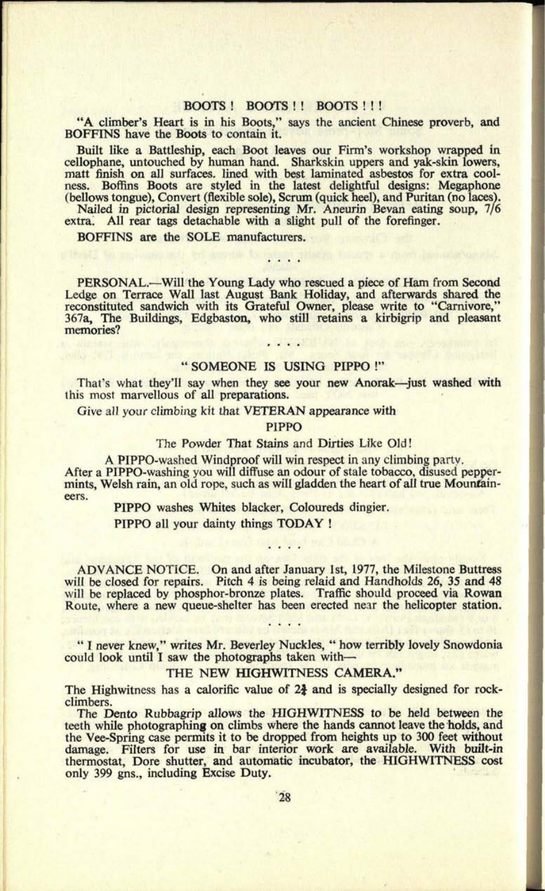## BOOTS ! BOOTS ! ! BOOTS ! ! !

"A climber's Heart is in his Boots," says the ancient Chinese proverb, and BOFFINS have the Boots to contain it.

Built like a Battleship, each Boot leaves our Firm's workshop wrapped in cellophane, untouched by human hand. Sharkskin uppers and yak-skin lowers, matt finish on all surfaces. lined with best laminated asbestos for extra coolness. Boffins Boots are styled in the latest delightful designs: Megaphone (bellows tongue), Convert (flexible sole), Scrum (quick heel), and Puritan (no laces).

Nailed in pictorial design representing Mr. Aneurin Bevan eating soup, 7/6 extra. All rear tags detachable with a slight pull of the forefinger.

BOFFINS are the SOLE manufacturers.

. . . .

PERSONAL.—Will the Young Lady who rescued a piece of Ham from Second Ledge on Terrace Wall last August Bank Holiday, and afterwards shared the reconstituted sandwich with its Grateful Owner, please write to "Carnivore," 367a, The Buildings, Edgbaston, who still retains a kirbigrip and pleasant memories?

. . . .

## " SOMEONE IS USING PIPPO !"

That's what they'll say when they see your new Anorak—just washed with this most marvellous of all preparations.

*Give all your climbing kit that* VETERAN *appearance with*

PIPPO

The Powder That Stains and Dirties Like Old!

A PIPPO-washed Windproof will win respect in any climbing party. After a PIPPO-washing you will diffuse an odour of stale tobacco, disused peppermints, Welsh rain, an old rope, such as will gladden the heart of all true Mountaineers.

PIPPO washes Whites blacker, Coloureds dingier.

PIPPO all your dainty things TODAY !

. . . .

ADVANCE NOTICE. On and after January 1st, 1977, the Milestone Buttress will be closed for repairs. Pitch 4 is being relaid and Handholds 26, 35 and 48 will be replaced by phosphor-bronze plates. Traffic should proceed via Rowan Route, where a new queue-shelter has been erected near the helicopter station.

. . . .

" I never knew," writes Mr. Beverley Nuckles, " how terribly lovely Snowdonia could look until I saw the photographs taken with—

THE NEW HIGHWITNESS CAMERA."

The Highwitness has a calorific value of 2¾ and is specially designed for rock-climbers.

The Dento Rubbagrip allows the HIGHWITNESS to be held between the teeth while photographing on climbs where the hands cannot leave the holds, and the Vee-Spring case permits it to be dropped from heights up to 300 feet without damage. Filters for use in bar interior work are available. With built-in thermostat, Dore shutter, and automatic incubator, the HIGHWITNESS cost only 399 gns., including Excise Duty.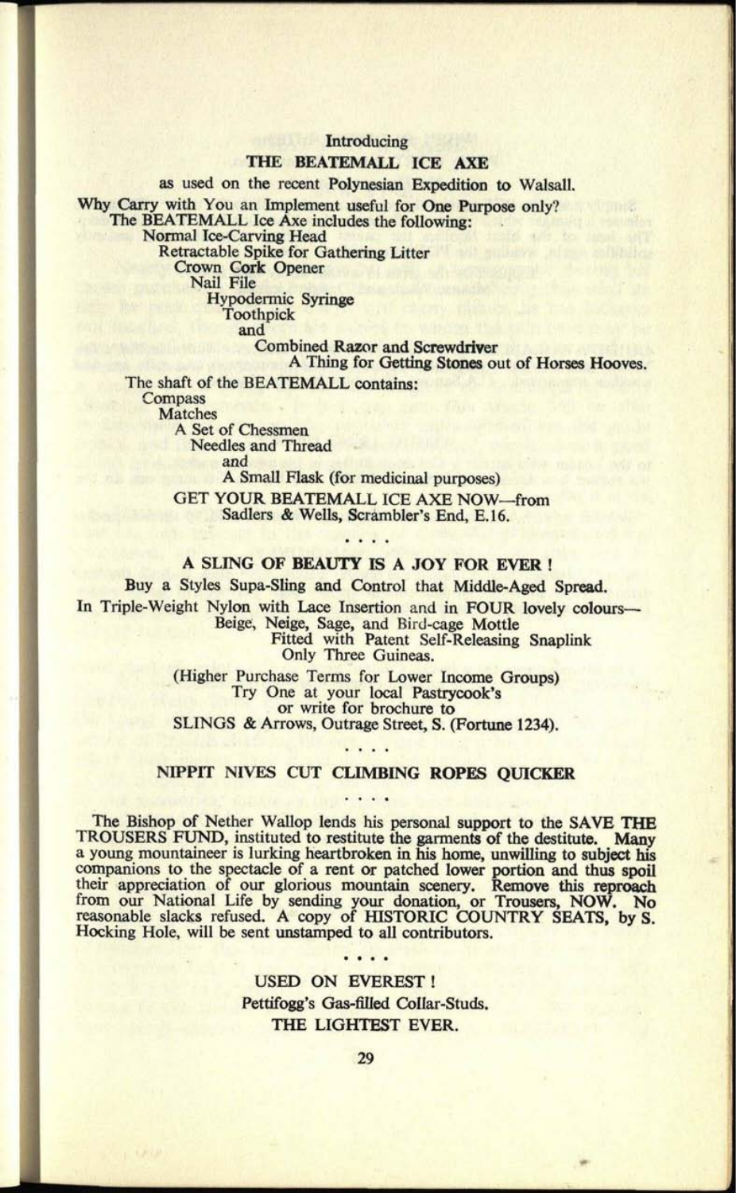Introducing

## THE BEATEMALL ICE AXE

as used on the recent Polynesian Expedition to Walsall.

Why Carry with You an Implement useful for One Purpose only?

The BEATEMALL Ice Axe includes the following:

- Normal Ice-Carving Head
- Retractable Spike for Gathering Litter
- Crown Cork Opener
- Nail File
- Hypodermic Syringe
- Toothpick

and

- Combined Razor and Screwdriver
- A Thing for Getting Stones out of Horses Hooves.

The shaft of the BEATEMALL contains:

- Compass
- Matches
- A Set of Chessmen
- Needles and Thread

and

- A Small Flask (for medicinal purposes)

GET YOUR BEATEMALL ICE AXE NOW—from Sadlers & Wells, Scrambler's End, E.16.

. . . .

## A SLING OF BEAUTY IS A JOY FOR EVER !

Buy a Styles Supa-Sling and Control that Middle-Aged Spread.

In Triple-Weight Nylon with Lace Insertion and in FOUR lovely colours—
Beige, Neige, Sage, and Bird-cage Mottle
Fitted with Patent Self-Releasing Snaplink
Only Three Guineas.

(Higher Purchase Terms for Lower Income Groups)
Try One at your local Pastrycook's
or write for brochure to
SLINGS & Arrows, Outrage Street, S. (Fortune 1234).

. . . .

## NIPPIT NIVES CUT CLIMBING ROPES QUICKER

. . . .

The Bishop of Nether Wallop lends his personal support to the SAVE THE TROUSERS FUND, instituted to restitute the garments of the destitute. Many a young mountaineer is lurking heartbroken in his home, unwilling to subject his companions to the spectacle of a rent or patched lower portion and thus spoil their appreciation of our glorious mountain scenery. Remove this reproach from our National Life by sending your donation, or Trousers, NOW. No reasonable slacks refused. A copy of HISTORIC COUNTRY SEATS, by S. Hocking Hole, will be sent unstamped to all contributors.

. . . .

USED ON EVEREST !

Pettifogg's Gas-filled Collar-Studs.

THE LIGHTEST EVER.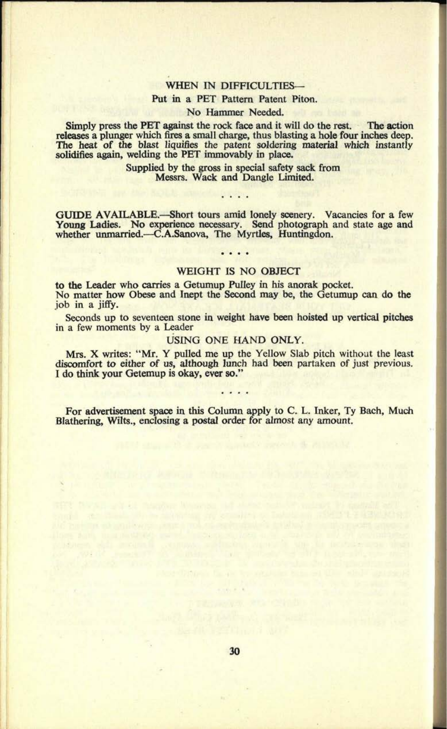WHEN IN DIFFICULTIES—

Put in a PET Pattern Patent Piton.

No Hammer Needed.

Simply press the PET against the rock face and it will do the rest. The action releases a plunger which fires a small charge, thus blasting a hole four inches deep. The heat of the blast liquifies the patent soldering material which instantly solidifies again, welding the PET immovably in place.

Supplied by the gross in special safety sack from
Messrs. Wack and Dangle Limited.

. . . .

**GUIDE AVAILABLE.**—Short tours amid lonely scenery. Vacancies for a few Young Ladies. No experience necessary. Send photograph and state age and whether unmarried.—C.A.Sanova, The Myrtles, Huntingdon.

. . . .

WEIGHT IS NO OBJECT

to the Leader who carries a Getumup Pulley in his anorak pocket.
No matter how Obese and Inept the Second may be, the Getumup can do the job in a jiffy.

Seconds up to seventeen stone in weight have been hoisted up vertical pitches in a few moments by a Leader

USING ONE HAND ONLY.

Mrs. X writes: "Mr. Y pulled me up the Yellow Slab pitch without the least discomfort to either of us, although lunch had been partaken of just previous. I do think your Getemup is okay, ever so."

. . . .

For advertisement space in this Column apply to C. L. Inker, Ty Bach, Much Blathering, Wilts., enclosing a postal order for almost any amount.